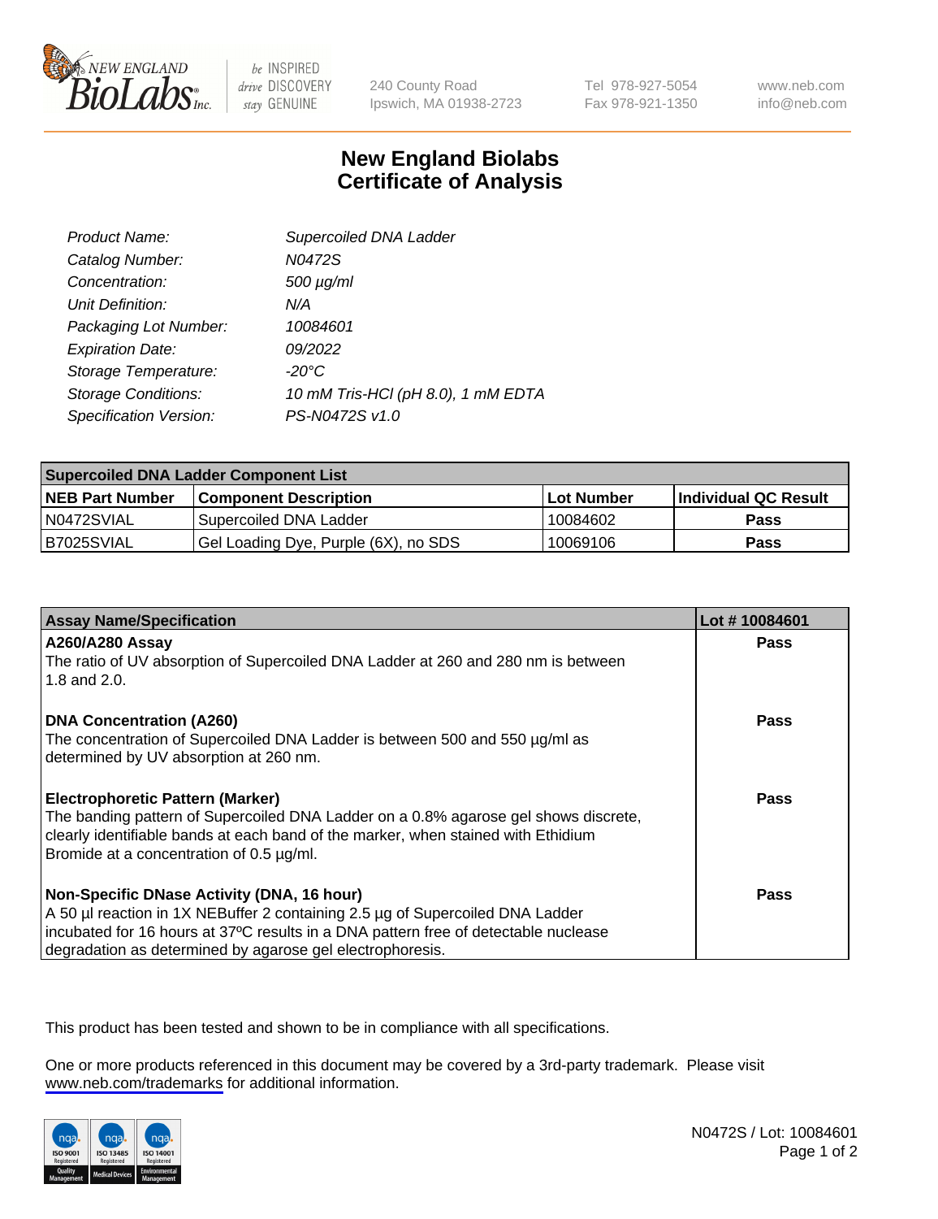be INSPIRED drive DISCOVERY stay GENUINE

240 County Road
Ipswich, MA 01938-2723

Tel 978-927-5054
Fax 978-921-1350

www.neb.com
info@neb.com

# New England Biolabs
# Certificate of Analysis

| | |
|---|---|
| *Product Name:* | *Supercoiled DNA Ladder* |
| *Catalog Number:* | *N0472S* |
| *Concentration:* | *500 µg/ml* |
| *Unit Definition:* | *N/A* |
| *Packaging Lot Number:* | *10084601* |
| *Expiration Date:* | *09/2022* |
| *Storage Temperature:* | *-20°C* |
| *Storage Conditions:* | *10 mM Tris-HCl (pH 8.0), 1 mM EDTA* |
| *Specification Version:* | *PS-N0472S v1.0* |

| **Supercoiled DNA Ladder Component List** | | | |
|---|---|---|---|
| **NEB Part Number** | **Component Description** | **Lot Number** | **Individual QC Result** |
| N0472SVIAL | Supercoiled DNA Ladder | 10084602 | **Pass** |
| B7025SVIAL | Gel Loading Dye, Purple (6X), no SDS | 10069106 | **Pass** |

| **Assay Name/Specification** | **Lot # 10084601** |
|---|---|
| **A260/A280 Assay**<br>The ratio of UV absorption of Supercoiled DNA Ladder at 260 and 280 nm is between 1.8 and 2.0. | **Pass** |
| **DNA Concentration (A260)**<br>The concentration of Supercoiled DNA Ladder is between 500 and 550 µg/ml as determined by UV absorption at 260 nm. | **Pass** |
| **Electrophoretic Pattern (Marker)**<br>The banding pattern of Supercoiled DNA Ladder on a 0.8% agarose gel shows discrete, clearly identifiable bands at each band of the marker, when stained with Ethidium Bromide at a concentration of 0.5 µg/ml. | **Pass** |
| **Non-Specific DNase Activity (DNA, 16 hour)**<br>A 50 µl reaction in 1X NEBuffer 2 containing 2.5 µg of Supercoiled DNA Ladder incubated for 16 hours at 37ºC results in a DNA pattern free of detectable nuclease degradation as determined by agarose gel electrophoresis. | **Pass** |

This product has been tested and shown to be in compliance with all specifications.

One or more products referenced in this document may be covered by a 3rd-party trademark. Please visit www.neb.com/trademarks for additional information.

N0472S / Lot: 10084601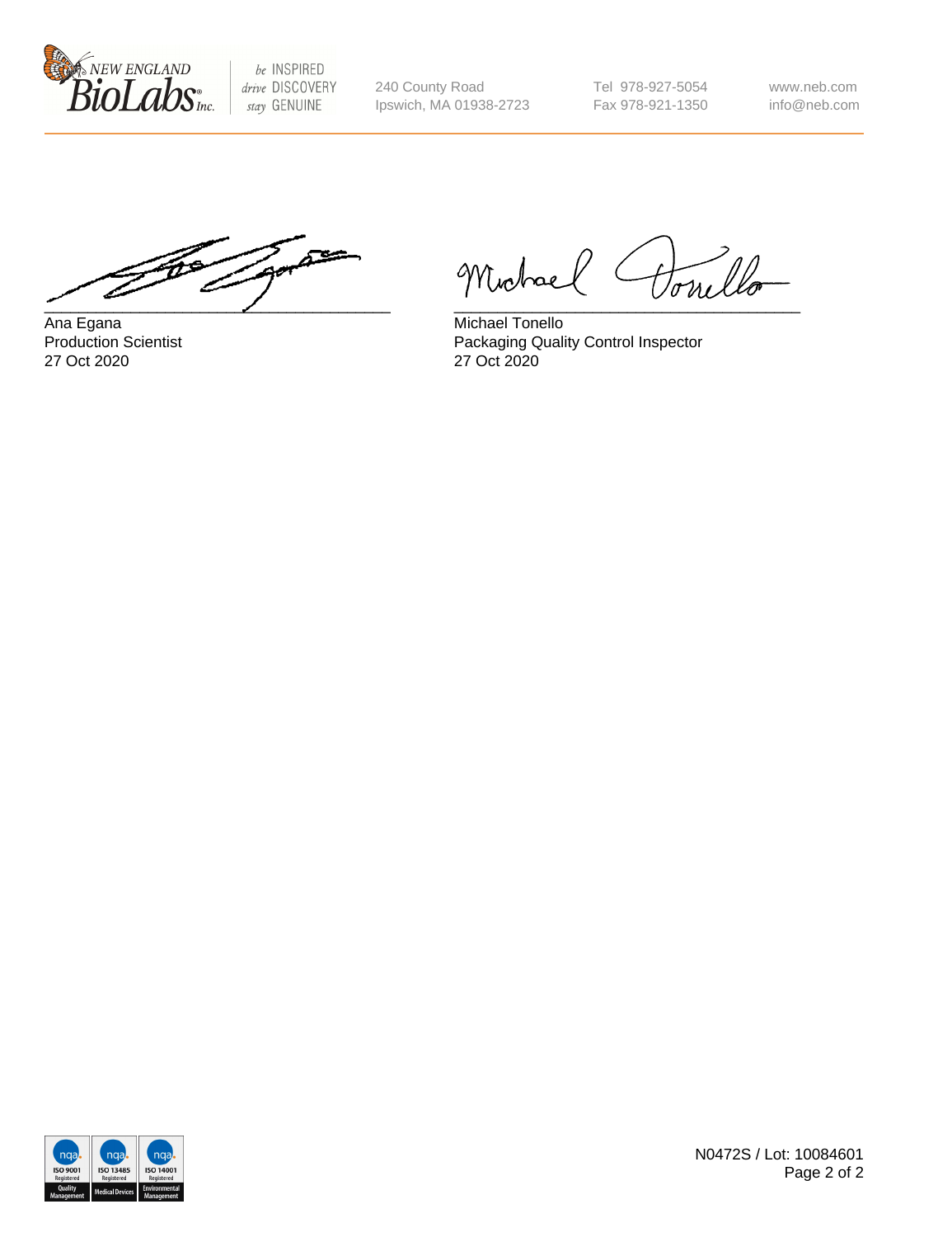NEW ENGLAND BioLabs® Inc. be INSPIRED drive DISCOVERY stay GENUINE

240 County Road
Ipswich, MA 01938-2723

Tel 978-927-5054
Fax 978-921-1350

www.neb.com
info@neb.com

Ana Egana
Production Scientist
27 Oct 2020

Michael Tonello
Packaging Quality Control Inspector
27 Oct 2020

nqa ISO 9001 Registered Quality Management | nqa ISO 13485 Registered Medical Devices | nqa ISO 14001 Registered Environmental Management

N0472S / Lot: 10084601